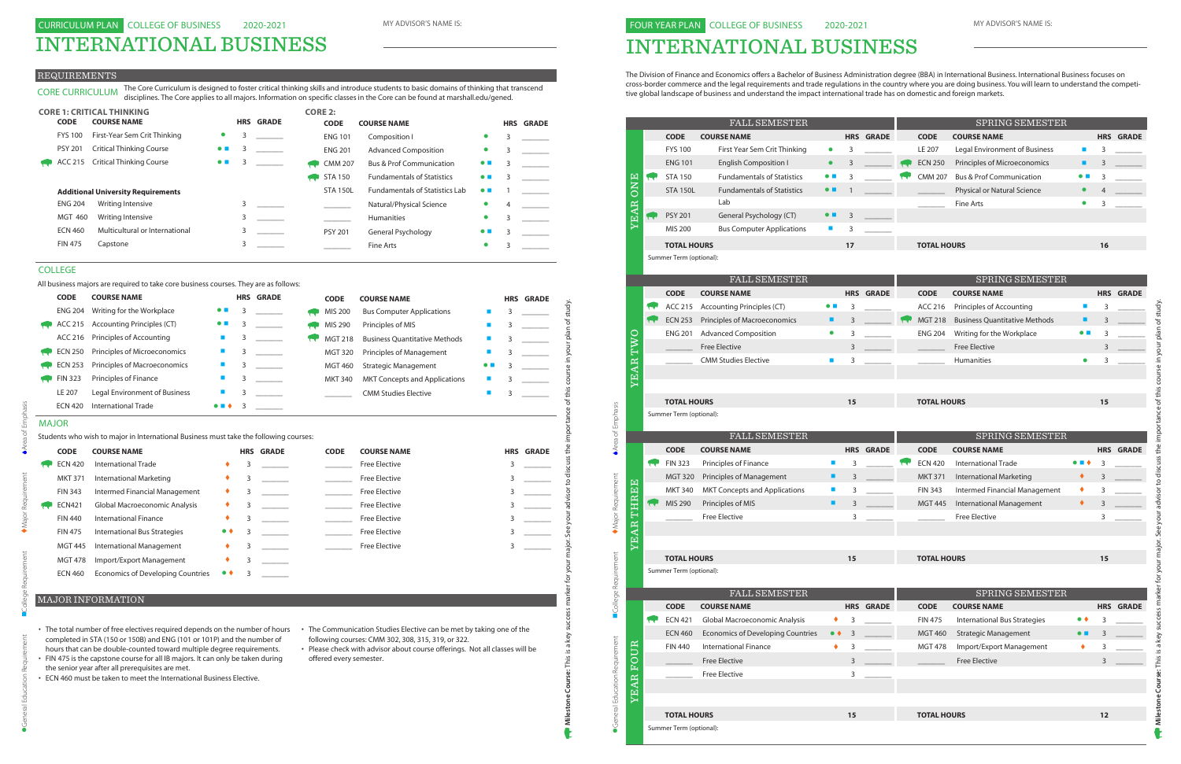CURRICULUM PLAN | COLLEGE OF BUSINESS | 2020-2021

# INTERNATIONAL BUSINESS

MY ADVISOR'S NAME IS: ____________

## REQUIREMENTS

**CORE CURRICULUM** The Core Curriculum is designed to foster critical thinking skills and introduce students to basic domains of thinking that transcend disciplines. The Core applies to all majors. Information on specific classes in the Core can be found at marshall.edu/gened.

### CORE 1: CRITICAL THINKING

| CODE | COURSE NAME | | HRS | GRADE |
|---|---|---|---|---|
| FYS 100 | First-Year Sem Crit Thinking | ● | 3 | |
| PSY 201 | Critical Thinking Course | ● ■ | 3 | |
| ACC 215 | Critical Thinking Course | ● ■ | 3 | |

**Additional University Requirements**

| CODE | COURSE NAME | HRS | GRADE |
|---|---|---|---|
| ENG 204 | Writing Intensive | 3 | |
| MGT 460 | Writing Intensive | 3 | |
| ECN 460 | Multicultural or International | 3 | |
| FIN 475 | Capstone | 3 | |

### CORE 2:

| CODE | COURSE NAME | | HRS | GRADE |
|---|---|---|---|---|
| ENG 101 | Composition I | ● | 3 | |
| ENG 201 | Advanced Composition | ● | 3 | |
| CMM 207 | Bus & Prof Communication | ● ■ | 3 | |
| STA 150 | Fundamentals of Statistics | ● ■ | 3 | |
| STA 150L | Fundamentals of Statistics Lab | ● ■ | 1 | |
| ______ | Natural/Physical Science | ● | 4 | |
| ______ | Humanities | ● | 3 | |
| PSY 201 | General Psychology | ● ■ | 3 | |
| ______ | Fine Arts | ● | 3 | |

## COLLEGE

All business majors are required to take core business courses. They are as follows:

| CODE | COURSE NAME | | HRS | GRADE |
|---|---|---|---|---|
| ENG 204 | Writing for the Workplace | ● ■ | 3 | |
| ACC 215 | Accounting Principles (CT) | ● ■ | 3 | |
| ACC 216 | Principles of Accounting | ■ | 3 | |
| ECN 250 | Principles of Microeconomics | ■ | 3 | |
| ECN 253 | Principles of Macroeconomics | ■ | 3 | |
| FIN 323 | Principles of Finance | ■ | 3 | |
| LE 207 | Legal Environment of Business | ■ | 3 | |
| ECN 420 | International Trade | ● ■ ♦ | 3 | |
| MIS 200 | Bus Computer Applications | ■ | 3 | |
| MIS 290 | Principles of MIS | ■ | 3 | |
| MGT 218 | Business Quantitative Methods | ■ | 3 | |
| MGT 320 | Principles of Management | ■ | 3 | |
| MGT 460 | Strategic Management | ● ■ | 3 | |
| MKT 340 | MKT Concepts and Applications | ■ | 3 | |
| ______ | CMM Studies Elective | ■ | 3 | |

## MAJOR

Students who wish to major in International Business must take the following courses:

| CODE | COURSE NAME | | HRS | GRADE |
|---|---|---|---|---|
| ECN 420 | International Trade | ♦ | 3 | |
| MKT 371 | International Marketing | ♦ | 3 | |
| FIN 343 | Intermed Financial Management | ♦ | 3 | |
| ECN421 | Global Macroeconomic Analysis | ♦ | 3 | |
| FIN 440 | International Finance | ♦ | 3 | |
| FIN 475 | International Bus Strategies | ● ♦ | 3 | |
| MGT 445 | International Management | ♦ | 3 | |
| MGT 478 | Import/Export Management | ♦ | 3 | |
| ECN 460 | Economics of Developing Countries | ● ♦ | 3 | |
| ______ | Free Elective | | 3 | |
| ______ | Free Elective | | 3 | |
| ______ | Free Elective | | 3 | |
| ______ | Free Elective | | 3 | |
| ______ | Free Elective | | 3 | |
| ______ | Free Elective | | 3 | |
| ______ | Free Elective | | 3 | |

## MAJOR INFORMATION

- The total number of free electives required depends on the number of hours completed in STA (150 or 150B) and ENG (101 or 101P) and the number of hours that can be double-counted toward multiple degree requirements.
- FIN 475 is the capstone course for all IB majors. It can only be taken during the senior year after all prerequisites are met.
- ECN 460 must be taken to meet the International Business Elective.
- The Communication Studies Elective can be met by taking one of the following courses: CMM 302, 308, 315, 319, or 322.
- Please check with advisor about course offerings. Not all classes will be offered every semester.

● General Education Requirement ■ College Requirement ♦ Major Requirement ♦ Area of Emphasis

**Milestone Course:** This is a key success marker for your major. See your advisor to discuss the importance of this course in your plan of study.

---

FOUR YEAR PLAN | COLLEGE OF BUSINESS | 2020-2021

# INTERNATIONAL BUSINESS

MY ADVISOR'S NAME IS: ____________

The Division of Finance and Economics offers a Bachelor of Business Administration degree (BBA) in International Business. International Business focuses on cross-border commerce and the legal requirements and trade regulations in the country where you are doing business. You will learn to understand the competitive global landscape of business and understand the impact international trade has on domestic and foreign markets.

### YEAR ONE

| FALL SEMESTER | | | | | SPRING SEMESTER | | | | |
|---|---|---|---|---|---|---|---|---|---|
| CODE | COURSE NAME | | HRS | GRADE | CODE | COURSE NAME | | HRS | GRADE |
| FYS 100 | First Year Sem Crit Thinking | ● | 3 | | LE 207 | Legal Environment of Business | ■ | 3 | |
| ENG 101 | English Composition I | ● | 3 | | ECN 250 | Principles of Microeconomics | ■ | 3 | |
| STA 150 | Fundamentals of Statistics | ● ■ | 3 | | CMM 207 | Bus & Prof Communication | ● ■ | 3 | |
| STA 150L | Fundamentals of Statistics Lab | ● ■ | 1 | | ______ | Physical or Natural Science | ● | 4 | |
| PSY 201 | General Psychology (CT) | ● ■ | 3 | | ______ | Fine Arts | ● | 3 | |
| MIS 200 | Bus Computer Applications | ■ | 3 | | | | | | |
| **TOTAL HOURS** | | | **17** | | **TOTAL HOURS** | | | **16** | |

Summer Term (optional):

### YEAR TWO

| FALL SEMESTER | | | | | SPRING SEMESTER | | | | |
|---|---|---|---|---|---|---|---|---|---|
| CODE | COURSE NAME | | HRS | GRADE | CODE | COURSE NAME | | HRS | GRADE |
| ACC 215 | Accounting Principles (CT) | ● ■ | 3 | | ACC 216 | Principles of Accounting | ■ | 3 | |
| ECN 253 | Principles of Macroeconomics | ■ | 3 | | MGT 218 | Business Quantitative Methods | ■ | 3 | |
| ENG 201 | Advanced Composition | ● | 3 | | ENG 204 | Writing for the Workplace | ● ■ | 3 | |
| ______ | Free Elective | | 3 | | ______ | Free Elective | | 3 | |
| ______ | CMM Studies Elective | ■ | 3 | | ______ | Humanities | ● | 3 | |
| **TOTAL HOURS** | | | **15** | | **TOTAL HOURS** | | | **15** | |

Summer Term (optional):

### YEAR THREE

| FALL SEMESTER | | | | | SPRING SEMESTER | | | | |
|---|---|---|---|---|---|---|---|---|---|
| CODE | COURSE NAME | | HRS | GRADE | CODE | COURSE NAME | | HRS | GRADE |
| FIN 323 | Principles of Finance | ■ | 3 | | ECN 420 | International Trade | ● ■ ♦ | 3 | |
| MGT 320 | Principles of Management | ■ | 3 | | MKT 371 | International Marketing | ♦ | 3 | |
| MKT 340 | MKT Concepts and Applications | ■ | 3 | | FIN 343 | Intermed Financial Management | ♦ | 3 | |
| MIS 290 | Principles of MIS | ■ | 3 | | MGT 445 | International Management | ♦ | 3 | |
| ______ | Free Elective | | 3 | | ______ | Free Elective | | 3 | |
| **TOTAL HOURS** | | | **15** | | **TOTAL HOURS** | | | **15** | |

Summer Term (optional):

### YEAR FOUR

| FALL SEMESTER | | | | | SPRING SEMESTER | | | | |
|---|---|---|---|---|---|---|---|---|---|
| CODE | COURSE NAME | | HRS | GRADE | CODE | COURSE NAME | | HRS | GRADE |
| ECN 421 | Global Macroeconomic Analysis | ♦ | 3 | | FIN 475 | International Bus Strategies | ● ♦ | 3 | |
| ECN 460 | Economics of Developing Countries | ● ♦ | 3 | | MGT 460 | Strategic Management | ● ■ | 3 | |
| FIN 440 | International Finance | ♦ | 3 | | MGT 478 | Import/Export Management | ♦ | 3 | |
| ______ | Free Elective | | 3 | | ______ | Free Elective | | 3 | |
| ______ | Free Elective | | 3 | | | | | | |
| **TOTAL HOURS** | | | **15** | | **TOTAL HOURS** | | | **12** | |

Summer Term (optional):

● General Education Requirement ■ College Requirement ♦ Major Requirement ♦ Area of Emphasis

**Milestone Course:** This is a key success marker for your major. See your advisor to discuss the importance of this course in your plan of study.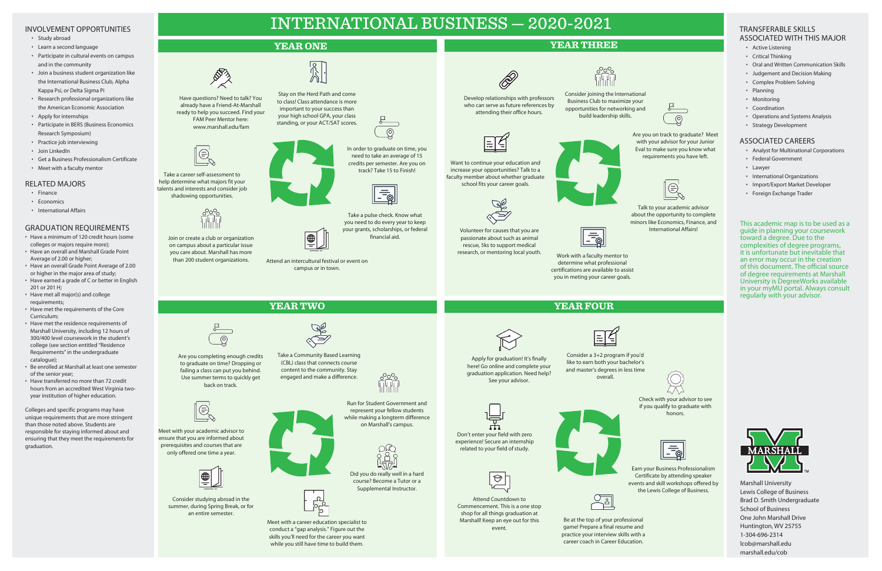# INTERNATIONAL BUSINESS — 2020-2021

## INVOLVEMENT OPPORTUNITIES

- Study abroad
- Learn a second language
- Participate in cultural events on campus and in the community
- Join a business student organization like the International Business Club, Alpha Kappa Psi, or Delta Sigma Pi
- Research professional organizations like the American Economic Association
- Apply for internships
- Participate in BERS (Business Economics Research Symposium)
- Practice job interviewing
- Join LinkedIn
- Get a Business Professionalism Certificate
- Meet with a faculty mentor

## RELATED MAJORS

- Finance
- Economics
- International Affairs

## GRADUATION REQUIREMENTS

- Have a minimum of 120 credit hours (some colleges or majors require more);
- Have an overall and Marshall Grade Point Average of 2.00 or higher;
- Have an overall Grade Point Average of 2.00 or higher in the major area of study;
- Have earned a grade of C or better in English 201 or 201 H;
- Have met all major(s) and college requirements;
- Have met the requirements of the Core Curriculum;
- Have met the residence requirements of Marshall University, including 12 hours of 300/400 level coursework in the student's college (see section entitled "Residence Requirements" in the undergraduate catalogue);
- Be enrolled at Marshall at least one semester of the senior year;
- Have transferred no more than 72 credit hours from an accredited West Virginia two-year institution of higher education.

Colleges and specific programs may have unique requirements that are more stringent than those noted above. Students are responsible for staying informed about and ensuring that they meet the requirements for graduation.

## YEAR ONE

Have questions? Need to talk? You already have a Friend-At-Marshall ready to help you succeed. Find your FAM Peer Mentor here: www.marshall.edu/fam

Stay on the Herd Path and come to class! Class attendance is more important to your success than your high school GPA, your class standing, or your ACT/SAT scores.

Take a career self-assessment to help determine what majors fit your talents and interests and consider job shadowing opportunities.

In order to graduate on time, you need to take an average of 15 credits per semester. Are you on track? Take 15 to Finish!

Take a pulse check. Know what you need to do every year to keep your grants, scholarships, or federal financial aid.

Join or create a club or organization on campus about a particular issue you care about. Marshall has more than 200 student organizations.

Attend an intercultural festival or event on campus or in town.

## YEAR TWO

Are you completing enough credits to graduate on time? Dropping or failing a class can put you behind. Use summer terms to quickly get back on track.

Take a Community Based Learning (CBL) class that connects course content to the community. Stay engaged and make a difference.

Meet with your academic advisor to ensure that you are informed about prerequisites and courses that are only offered one time a year.

Run for Student Government and represent your fellow students while making a longterm difference on Marshall's campus.

Did you do really well in a hard course? Become a Tutor or a Supplemental Instructor.

Consider studying abroad in the summer, during Spring Break, or for an entire semester.

Meet with a career education specialist to conduct a "gap analysis." Figure out the skills you'll need for the career you want while you still have time to build them.

## YEAR THREE

Develop relationships with professors who can serve as future references by attending their office hours.

Consider joining the International Business Club to maximize your opportunities for networking and build leadership skills.

Are you on track to graduate? Meet with your advisor for your Junior Eval to make sure you know what requirements you have left.

Want to continue your education and increase your opportunities? Talk to a faculty member about whether graduate school fits your career goals.

Talk to your academic advisor about the opportunity to complete minors like Economics, Finance, and International Affairs!

Volunteer for causes that you are passionate about such as animal rescue, 5ks to support medical research, or mentoring local youth.

Work with a faculty mentor to determine what professional certifications are available to assist you in meting your career goals.

## YEAR FOUR

Apply for graduation! It's finally here! Go online and complete your graduation application. Need help? See your advisor.

Consider a 3+2 program if you'd like to earn both your bachelor's and master's degrees in less time overall.

Check with your advisor to see if you qualify to graduate with honors.

Don't enter your field with zero experience! Secure an internship related to your field of study.

Earn your Business Professionalism Certificate by attending speaker events and skill workshops offered by the Lewis College of Business.

Attend Countdown to Commencement. This is a one stop shop for all things graduation at Marshall! Keep an eye out for this event.

Be at the top of your professional game! Prepare a final resume and practice your interview skills with a career coach in Career Education.

## TRANSFERABLE SKILLS ASSOCIATED WITH THIS MAJOR

- Active Listening
- Critical Thinking
- Oral and Written Communication Skills
- Judgement and Decision Making
- Complex Problem Solving
- Planning
- Monitoring
- Coordination
- Operations and Systems Analysis
- Strategy Development

## ASSOCIATED CAREERS

- Analyst for Multinational Corporations
- Federal Government
- Lawyer
- International Organizations
- Import/Export Market Developer
- Foreign Exchange Trader

This academic map is to be used as a guide in planning your coursework toward a degree. Due to the complexities of degree programs, it is unfortunate but inevitable that an error may occur in the creation of this document. The official source of degree requirements at Marshall University is DegreeWorks available in your myMU portal. Always consult regularly with your advisor.

MARSHALL

Marshall University
Lewis College of Business
Brad D. Smith Undergraduate School of Business
One John Marshall Drive
Huntington, WV 25755
1-304-696-2314
lcob@marshall.edu
marshall.edu/cob